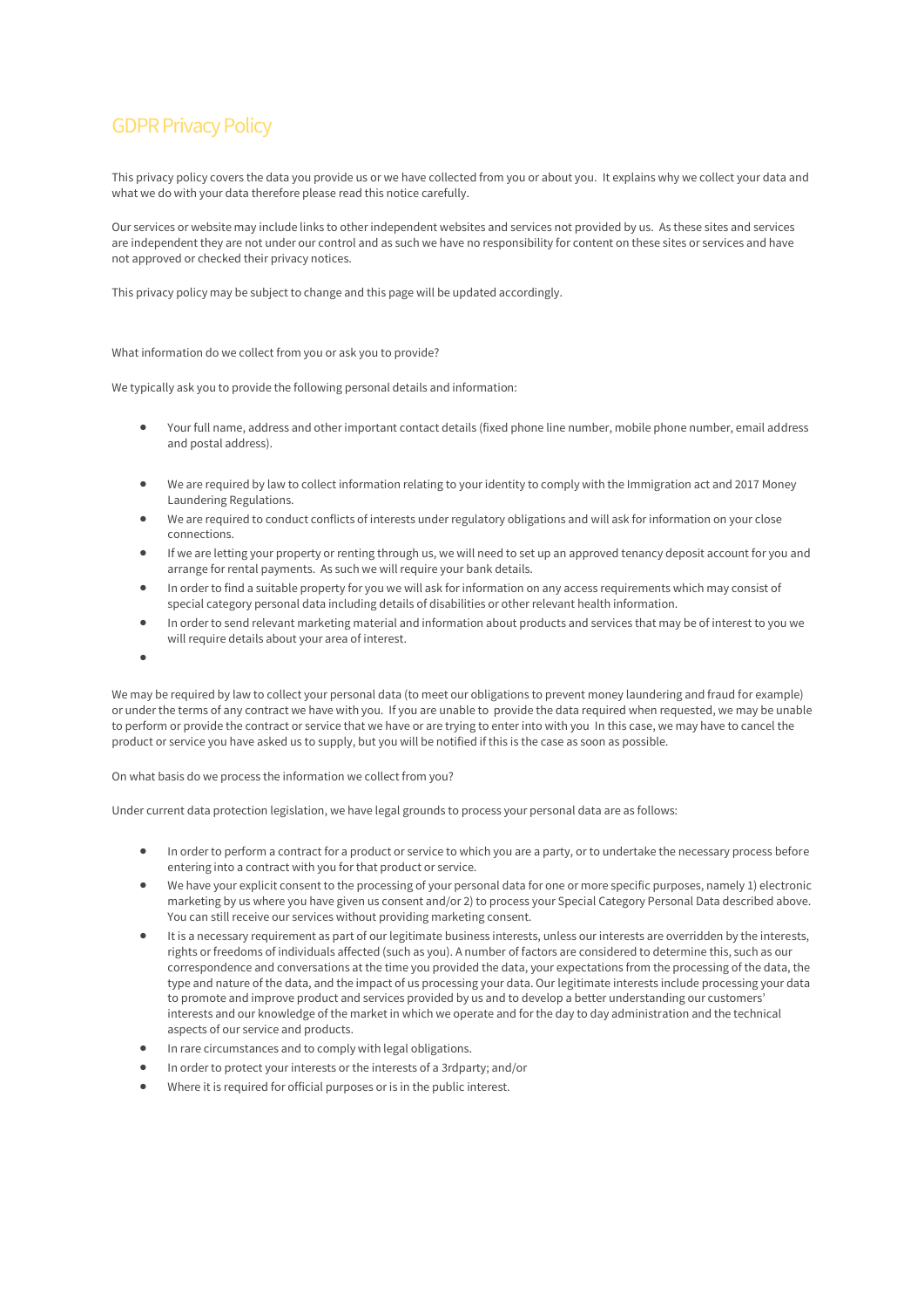# GDPR Privacy Policy

This privacy policy covers the data you provide us or we have collected from you or about you. It explains why we collect your data and what we do with your data therefore please read this notice carefully.

Our services or website may include links to other independent websites and services not provided by us. As these sites and services are independent they are not under our control and as such we have no responsibility for content on these sites or services and have not approved or checked their privacy notices.

This privacy policy may be subject to change and this page will be updated accordingly.

What information do we collect from you or ask you to provide?

We typically ask you to provide the following personal details and information:

- Your full name, address and other important contact details (fixed phone line number, mobile phone number, email address and postal address).
- We are required by law to collect information relating to your identity to comply with the Immigration act and 2017 Money Laundering Regulations.
- We are required to conduct conflicts of interests under regulatory obligations and will ask for information on your close connections.
- If we are letting your property or renting through us, we will need to set up an approved tenancy deposit account for you and arrange for rental payments. As such we will require your bank details.
- In order to find a suitable property for you we will ask for information on any access requirements which may consist of special category personal data including details of disabilities or other relevant health information.
- In order to send relevant marketing material and information about products and services that may be of interest to you we will require details about your area of interest.
-

We may be required by law to collect your personal data (to meet our obligations to prevent money laundering and fraud for example) or under the terms of any contract we have with you. If you are unable to provide the data required when requested, we may be unable to perform or provide the contract or service that we have or are trying to enter into with you In this case, we may have to cancel the product or service you have asked us to supply, but you will be notified if this is the case as soon as possible.

On what basis do we process the information we collect from you?

Under current data protection legislation, we have legal grounds to process your personal data are as follows:

- In order to perform a contract for a product or service to which you are a party, or to undertake the necessary process before entering into a contract with you for that product or service.
- We have your explicit consent to the processing of your personal data for one or more specific purposes, namely 1) electronic marketing by us where you have given us consent and/or 2) to process your Special Category Personal Data described above. You can still receive our services without providing marketing consent.
- It is a necessary requirement as part of our legitimate business interests, unless our interests are overridden by the interests, rights or freedoms of individuals affected (such as you). A number of factors are considered to determine this, such as our correspondence and conversations at the time you provided the data, your expectations from the processing of the data, the type and nature of the data, and the impact of us processing your data. Our legitimate interests include processing your data to promote and improve product and services provided by us and to develop a better understanding our customers' interests and our knowledge of the market in which we operate and for the day to day administration and the technical aspects of our service and products.
- In rare circumstances and to comply with legal obligations.
- In order to protect your interests or the interests of a 3rdparty; and/or
- Where it is required for official purposes or is in the public interest.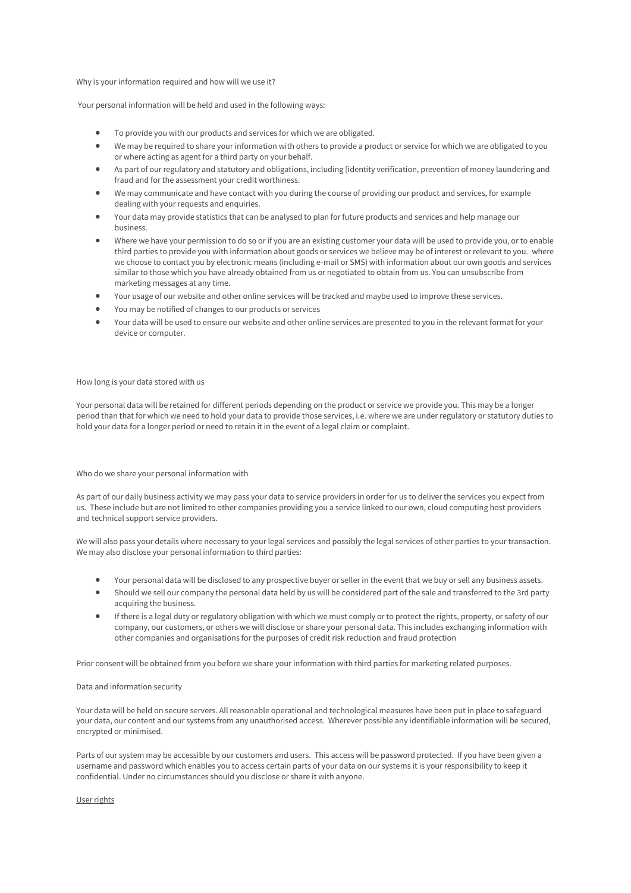Why is your information required and how will we use it?

Your personal information will be held and used in the following ways:

- To provide you with our products and services for which we are obligated.
- We may be required to share your information with others to provide a product or service for which we are obligated to you or where acting as agent for a third party on your behalf.
- As part of our regulatory and statutory and obligations, including [identity verification, prevention of money laundering and fraud and for the assessment your credit worthiness.
- We may communicate and have contact with you during the course of providing our product and services, for example dealing with your requests and enquiries.
- Your data may provide statistics that can be analysed to plan for future products and services and help manage our business.
- Where we have your permission to do so or if you are an existing customer your data will be used to provide you, or to enable third parties to provide you with information about goods or services we believe may be of interest or relevant to you. where we choose to contact you by electronic means (including e-mail or SMS) with information about our own goods and services similar to those which you have already obtained from us or negotiated to obtain from us. You can unsubscribe from marketing messages at any time.
- Your usage of our website and other online services will be tracked and maybe used to improve these services.
- You may be notified of changes to our products or services
- Your data will be used to ensure our website and other online services are presented to you in the relevant format for your device or computer.

How long is your data stored with us

Your personal data will be retained for different periods depending on the product or service we provide you. This may be a longer period than that for which we need to hold your data to provide those services, i.e. where we are under regulatory or statutory duties to hold your data for a longer period or need to retain it in the event of a legal claim or complaint.

Who do we share your personal information with

As part of our daily business activity we may pass your data to service providers in order for us to deliver the services you expect from us. These include but are not limited to other companies providing you a service linked to our own, cloud computing host providers and technical support service providers.

We will also pass your details where necessary to your legal services and possibly the legal services of other parties to your transaction. We may also disclose your personal information to third parties:

- Your personal data will be disclosed to any prospective buyer or seller in the event that we buy or sell any business assets.
- Should we sell our company the personal data held by us will be considered part of the sale and transferred to the 3rd party acquiring the business.
- If there is a legal duty or regulatory obligation with which we must comply or to protect the rights, property, or safety of our company, our customers, or others we will disclose or share your personal data. This includes exchanging information with other companies and organisations for the purposes of credit risk reduction and fraud protection

Prior consent will be obtained from you before we share your information with third parties for marketing related purposes.

Data and information security

Your data will be held on secure servers. All reasonable operational and technological measures have been put in place to safeguard your data, our content and our systems from any unauthorised access. Wherever possible any identifiable information will be secured, encrypted or minimised.

Parts of our system may be accessible by our customers and users. This access will be password protected. If you have been given a username and password which enables you to access certain parts of your data on our systems it is your responsibility to keep it confidential. Under no circumstances should you disclose or share it with anyone.

<u>User rights</u>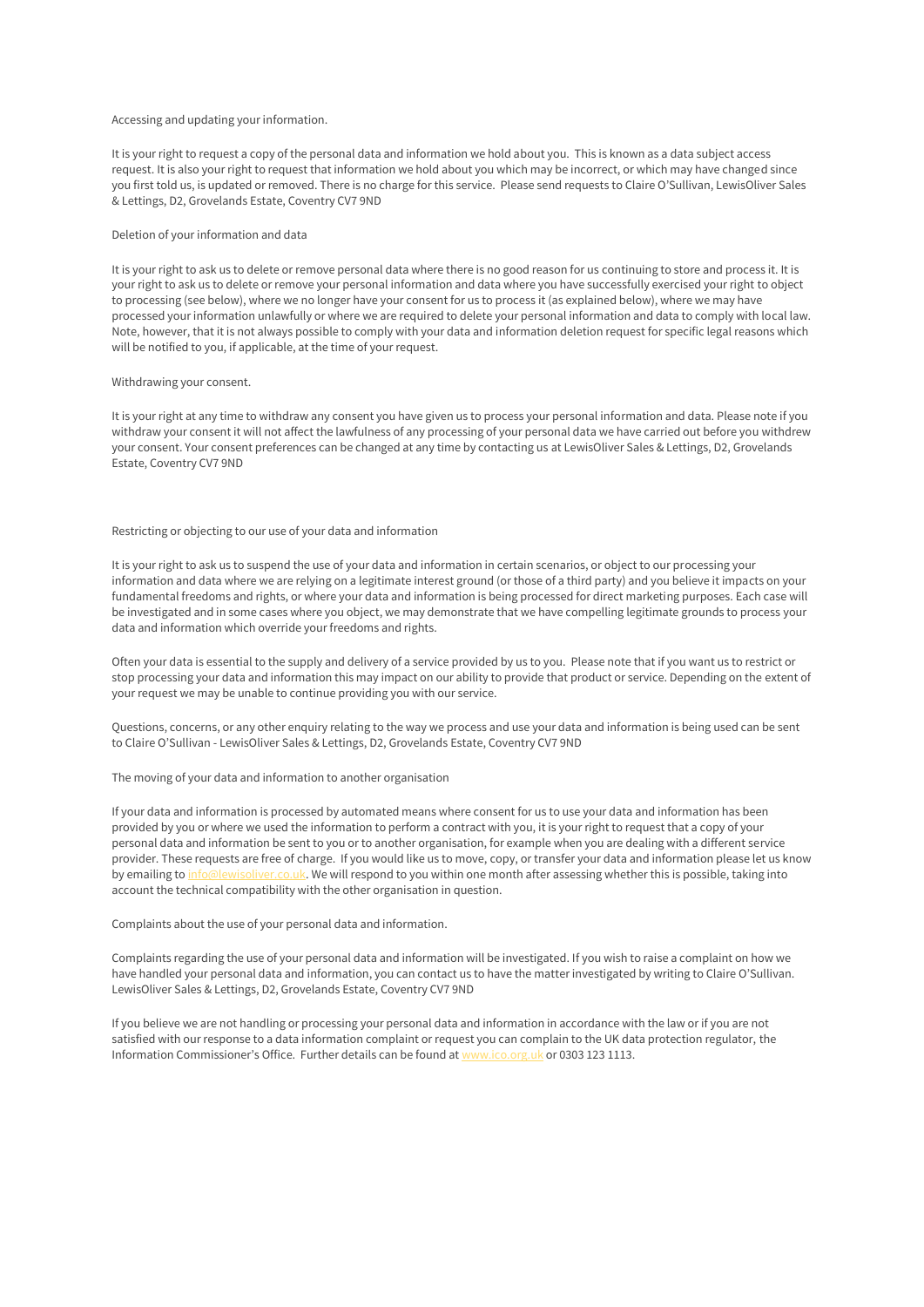## Accessing and updating your information.

It is your right to request a copy of the personal data and information we hold about you. This is known as a data subject access request. It is also your right to request that information we hold about you which may be incorrect, or which may have changed since you first told us, is updated or removed. There is no charge for this service. Please send requests to Claire O'Sullivan, LewisOliver Sales & Lettings, D2, Grovelands Estate, Coventry CV7 9ND

## Deletion of your information and data

It is your right to ask us to delete or remove personal data where there is no good reason for us continuing to store and process it. It is your right to ask us to delete or remove your personal information and data where you have successfully exercised your right to object to processing (see below), where we no longer have your consent for us to process it (as explained below), where we may have processed your information unlawfully or where we are required to delete your personal information and data to comply with local law. Note, however, that it is not always possible to comply with your data and information deletion request for specific legal reasons which will be notified to you, if applicable, at the time of your request.

## Withdrawing your consent.

It is your right at any time to withdraw any consent you have given us to process your personal information and data. Please note if you withdraw your consent it will not affect the lawfulness of any processing of your personal data we have carried out before you withdrew your consent. Your consent preferences can be changed at any time by contacting us at LewisOliver Sales & Lettings, D2, Grovelands Estate, Coventry CV7 9ND

## Restricting or objecting to our use of your data and information

It is your right to ask us to suspend the use of your data and information in certain scenarios, or object to our processing your information and data where we are relying on a legitimate interest ground (or those of a third party) and you believe it impacts on your fundamental freedoms and rights, or where your data and information is being processed for direct marketing purposes. Each case will be investigated and in some cases where you object, we may demonstrate that we have compelling legitimate grounds to process your data and information which override your freedoms and rights.

Often your data is essential to the supply and delivery of a service provided by us to you. Please note that if you want us to restrict or stop processing your data and information this may impact on our ability to provide that product or service. Depending on the extent of your request we may be unable to continue providing you with our service.

Questions, concerns, or any other enquiry relating to the way we process and use your data and information is being used can be sent to Claire O'Sullivan - LewisOliver Sales & Lettings, D2, Grovelands Estate, Coventry CV7 9ND

## The moving of your data and information to another organisation

If your data and information is processed by automated means where consent for us to use your data and information has been provided by you or where we used the information to perform a contract with you, it is your right to request that a copy of your personal data and information be sent to you or to another organisation, for example when you are dealing with a different service provider. These requests are free of charge. If you would like us to move, copy, or transfer your data and information please let us know by emailing to info@lewisoliver.co.uk. We will respond to you within one month after assessing whether this is possible, taking into account the technical compatibility with the other organisation in question.

## Complaints about the use of your personal data and information.

Complaints regarding the use of your personal data and information will be investigated. If you wish to raise a complaint on how we have handled your personal data and information, you can contact us to have the matter investigated by writing to Claire O'Sullivan. LewisOliver Sales & Lettings, D2, Grovelands Estate, Coventry CV7 9ND

If you believe we are not handling or processing your personal data and information in accordance with the law or if you are not satisfied with our response to a data information complaint or request you can complain to the UK data protection regulator, the Information Commissioner's Office. Further details can be found at www.ico.org.uk or 0303 123 1113.